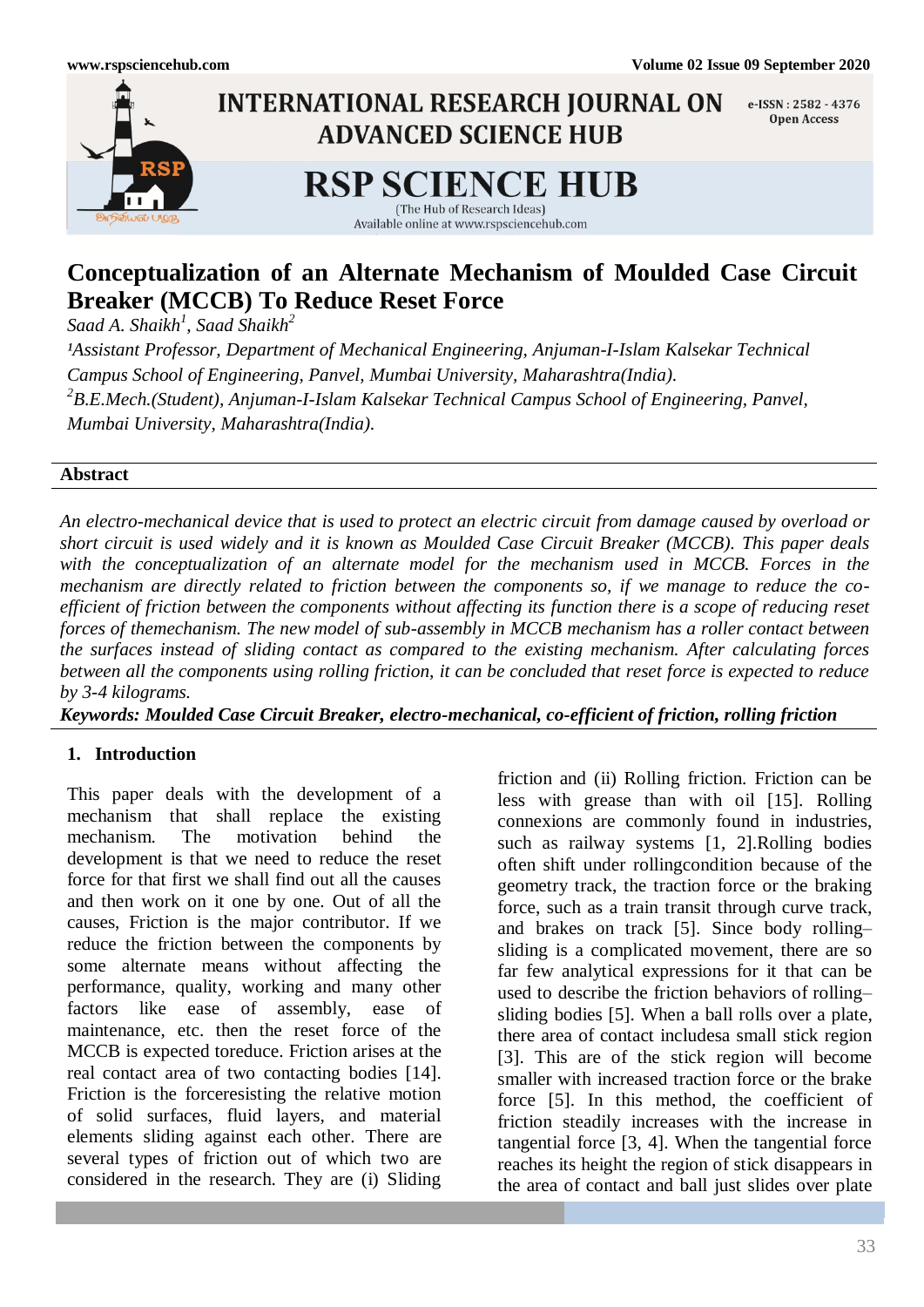# Conceptualization of an Alternate Mechanism of Moulded Case Circuit Breaker (MCCB) To Reduce Reset Force

*Saad A. Shaikh[1], Saad Shaikh[2]*

*[1]Assistant Professor, Department of Mechanical Engineering, Anjuman-I-Islam Kalsekar Technical Campus School of Engineering, Panvel, Mumbai University, Maharashtra(India).*

*[2]B.E.Mech.(Student), Anjuman-I-Islam Kalsekar Technical Campus School of Engineering, Panvel, Mumbai University, Maharashtra(India).*

## Abstract

*An electro-mechanical device that is used to protect an electric circuit from damage caused by overload or short circuit is used widely and it is known as Moulded Case Circuit Breaker (MCCB). This paper deals with the conceptualization of an alternate model for the mechanism used in MCCB. Forces in the mechanism are directly related to friction between the components so, if we manage to reduce the co-efficient of friction between the components without affecting its function there is a scope of reducing reset forces of themechanism. The new model of sub-assembly in MCCB mechanism has a roller contact between the surfaces instead of sliding contact as compared to the existing mechanism. After calculating forces between all the components using rolling friction, it can be concluded that reset force is expected to reduce by 3-4 kilograms.*

***Keywords: Moulded Case Circuit Breaker, electro-mechanical, co-efficient of friction, rolling friction***

## 1. Introduction

This paper deals with the development of a mechanism that shall replace the existing mechanism. The motivation behind the development is that we need to reduce the reset force for that first we shall find out all the causes and then work on it one by one. Out of all the causes, Friction is the major contributor. If we reduce the friction between the components by some alternate means without affecting the performance, quality, working and many other factors like ease of assembly, ease of maintenance, etc. then the reset force of the MCCB is expected toreduce. Friction arises at the real contact area of two contacting bodies [14]. Friction is the forceresisting the relative motion of solid surfaces, fluid layers, and material elements sliding against each other. There are several types of friction out of which two are considered in the research. They are (i) Sliding friction and (ii) Rolling friction. Friction can be less with grease than with oil [15]. Rolling connexions are commonly found in industries, such as railway systems [1, 2].Rolling bodies often shift under rollingcondition because of the geometry track, the traction force or the braking force, such as a train transit through curve track, and brakes on track [5]. Since body rolling–sliding is a complicated movement, there are so far few analytical expressions for it that can be used to describe the friction behaviors of rolling–sliding bodies [5]. When a ball rolls over a plate, there area of contact includesa small stick region [3]. This are of the stick region will become smaller with increased traction force or the brake force [5]. In this method, the coefficient of friction steadily increases with the increase in tangential force [3, 4]. When the tangential force reaches its height the region of stick disappears in the area of contact and ball just slides over plate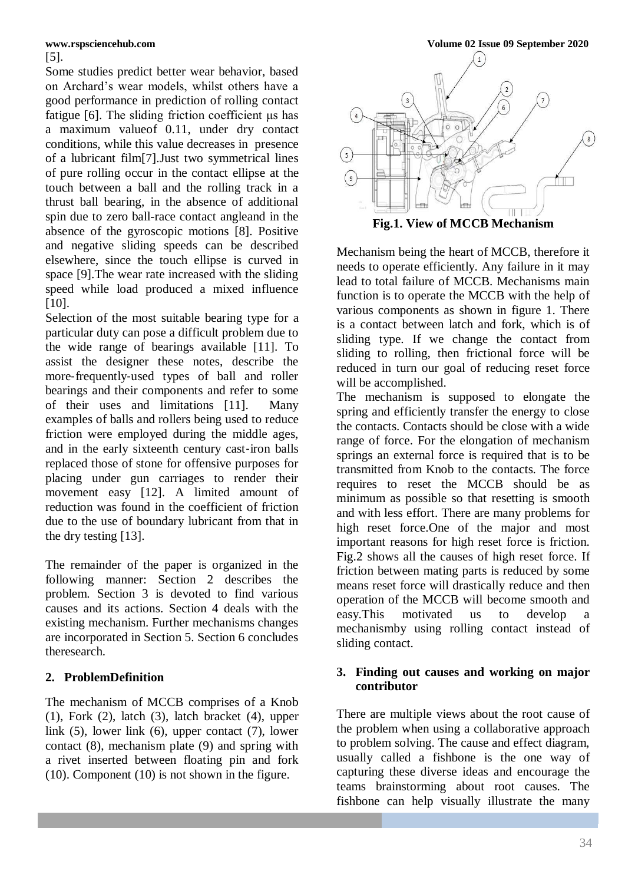[5].

Some studies predict better wear behavior, based on Archard's wear models, whilst others have a good performance in prediction of rolling contact fatigue [6]. The sliding friction coefficient μs has a maximum valueof 0.11, under dry contact conditions, while this value decreases in presence of a lubricant film[7].Just two symmetrical lines of pure rolling occur in the contact ellipse at the touch between a ball and the rolling track in a thrust ball bearing, in the absence of additional spin due to zero ball-race contact angleand in the absence of the gyroscopic motions [8]. Positive and negative sliding speeds can be described elsewhere, since the touch ellipse is curved in space [9].The wear rate increased with the sliding speed while load produced a mixed influence [10].

Selection of the most suitable bearing type for a particular duty can pose a difficult problem due to the wide range of bearings available [11]. To assist the designer these notes, describe the more-frequently-used types of ball and roller bearings and their components and refer to some of their uses and limitations [11]. Many examples of balls and rollers being used to reduce friction were employed during the middle ages, and in the early sixteenth century cast-iron balls replaced those of stone for offensive purposes for placing under gun carriages to render their movement easy [12]. A limited amount of reduction was found in the coefficient of friction due to the use of boundary lubricant from that in the dry testing [13].

The remainder of the paper is organized in the following manner: Section 2 describes the problem. Section 3 is devoted to find various causes and its actions. Section 4 deals with the existing mechanism. Further mechanisms changes are incorporated in Section 5. Section 6 concludes theresearch.

## 2. ProblemDefinition

The mechanism of MCCB comprises of a Knob (1), Fork (2), latch (3), latch bracket (4), upper link (5), lower link (6), upper contact (7), lower contact (8), mechanism plate (9) and spring with a rivet inserted between floating pin and fork (10). Component (10) is not shown in the figure.

**Fig.1. View of MCCB Mechanism**

Mechanism being the heart of MCCB, therefore it needs to operate efficiently. Any failure in it may lead to total failure of MCCB. Mechanisms main function is to operate the MCCB with the help of various components as shown in figure 1. There is a contact between latch and fork, which is of sliding type. If we change the contact from sliding to rolling, then frictional force will be reduced in turn our goal of reducing reset force will be accomplished.

The mechanism is supposed to elongate the spring and efficiently transfer the energy to close the contacts. Contacts should be close with a wide range of force. For the elongation of mechanism springs an external force is required that is to be transmitted from Knob to the contacts. The force requires to reset the MCCB should be as minimum as possible so that resetting is smooth and with less effort. There are many problems for high reset force.One of the major and most important reasons for high reset force is friction. Fig.2 shows all the causes of high reset force. If friction between mating parts is reduced by some means reset force will drastically reduce and then operation of the MCCB will become smooth and easy.This motivated us to develop a mechanismby using rolling contact instead of sliding contact.

## 3. Finding out causes and working on major contributor

There are multiple views about the root cause of the problem when using a collaborative approach to problem solving. The cause and effect diagram, usually called a fishbone is the one way of capturing these diverse ideas and encourage the teams brainstorming about root causes. The fishbone can help visually illustrate the many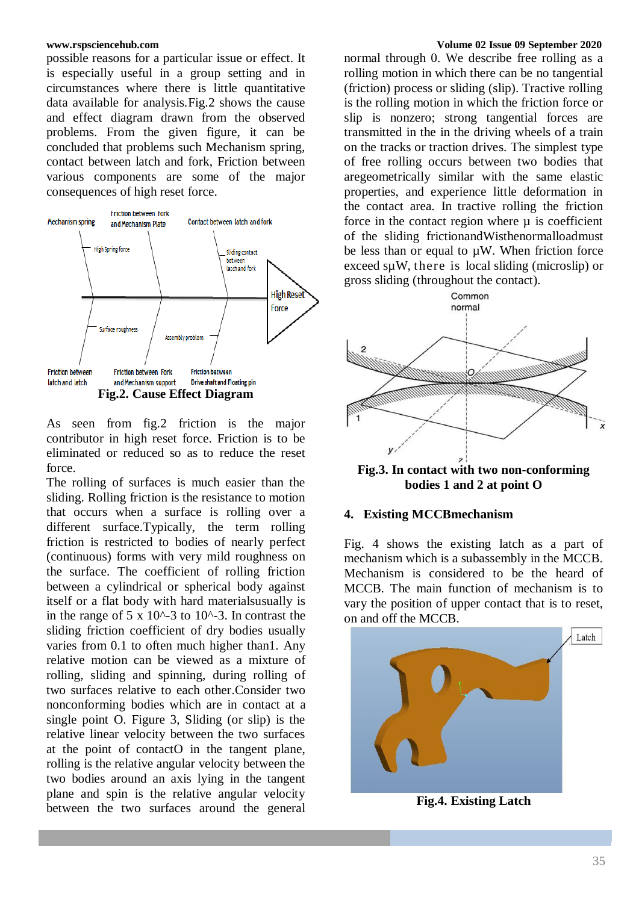possible reasons for a particular issue or effect. It is especially useful in a group setting and in circumstances where there is little quantitative data available for analysis.Fig.2 shows the cause and effect diagram drawn from the observed problems. From the given figure, it can be concluded that problems such Mechanism spring, contact between latch and fork, Friction between various components are some of the major consequences of high reset force.

**Fig.2. Cause Effect Diagram**

As seen from fig.2 friction is the major contributor in high reset force. Friction is to be eliminated or reduced so as to reduce the reset force.

The rolling of surfaces is much easier than the sliding. Rolling friction is the resistance to motion that occurs when a surface is rolling over a different surface.Typically, the term rolling friction is restricted to bodies of nearly perfect (continuous) forms with very mild roughness on the surface. The coefficient of rolling friction between a cylindrical or spherical body against itself or a flat body with hard materialsusually is in the range of 5 x 10^-3 to 10^-3. In contrast the sliding friction coefficient of dry bodies usually varies from 0.1 to often much higher than1. Any relative motion can be viewed as a mixture of rolling, sliding and spinning, during rolling of two surfaces relative to each other.Consider two nonconforming bodies which are in contact at a single point O. Figure 3, Sliding (or slip) is the relative linear velocity between the two surfaces at the point of contactO in the tangent plane, rolling is the relative angular velocity between the two bodies around an axis lying in the tangent plane and spin is the relative angular velocity between the two surfaces around the general normal through 0. We describe free rolling as a rolling motion in which there can be no tangential (friction) process or sliding (slip). Tractive rolling is the rolling motion in which the friction force or slip is nonzero; strong tangential forces are transmitted in the in the driving wheels of a train on the tracks or traction drives. The simplest type of free rolling occurs between two bodies that aregeometrically similar with the same elastic properties, and experience little deformation in the contact area. In tractive rolling the friction force in the contact region where µ is coefficient of the sliding frictionandWisthenormalloadmust be less than or equal to µW. When friction force exceed sµW, there is local sliding (microslip) or gross sliding (throughout the contact).

**Fig.3. In contact with two non-conforming bodies 1 and 2 at point O**

## 4. Existing MCCBmechanism

Fig. 4 shows the existing latch as a part of mechanism which is a subassembly in the MCCB. Mechanism is considered to be the heard of MCCB. The main function of mechanism is to vary the position of upper contact that is to reset, on and off the MCCB.

**Fig.4. Existing Latch**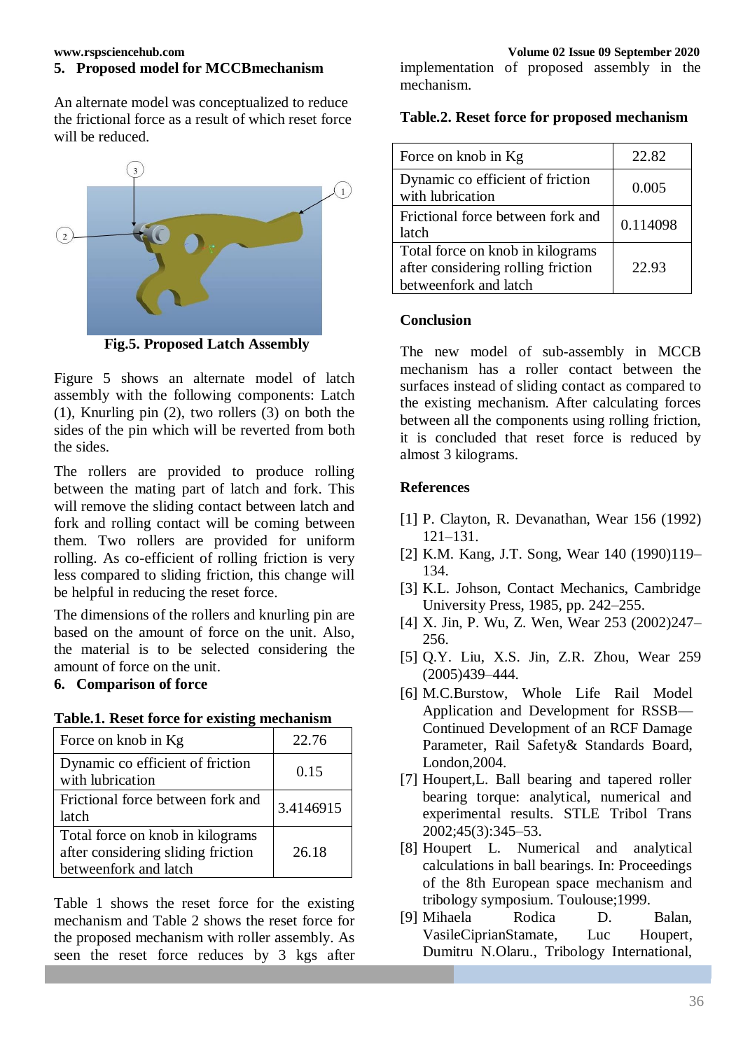## 5. Proposed model for MCCBmechanism

An alternate model was conceptualized to reduce the frictional force as a result of which reset force will be reduced.

Fig.5. Proposed Latch Assembly

Figure 5 shows an alternate model of latch assembly with the following components: Latch (1), Knurling pin (2), two rollers (3) on both the sides of the pin which will be reverted from both the sides.

The rollers are provided to produce rolling between the mating part of latch and fork. This will remove the sliding contact between latch and fork and rolling contact will be coming between them. Two rollers are provided for uniform rolling. As co-efficient of rolling friction is very less compared to sliding friction, this change will be helpful in reducing the reset force.

The dimensions of the rollers and knurling pin are based on the amount of force on the unit. Also, the material is to be selected considering the amount of force on the unit.

## 6. Comparison of force

**Table.1. Reset force for existing mechanism**

| Force on knob in Kg | 22.76 |
|---|---|
| Dynamic co efficient of friction with lubrication | 0.15 |
| Frictional force between fork and latch | 3.4146915 |
| Total force on knob in kilograms after considering sliding friction betweenfork and latch | 26.18 |

Table 1 shows the reset force for the existing mechanism and Table 2 shows the reset force for the proposed mechanism with roller assembly. As seen the reset force reduces by 3 kgs after implementation of proposed assembly in the mechanism.

**Table.2. Reset force for proposed mechanism**

| Force on knob in Kg | 22.82 |
|---|---|
| Dynamic co efficient of friction with lubrication | 0.005 |
| Frictional force between fork and latch | 0.114098 |
| Total force on knob in kilograms after considering rolling friction betweenfork and latch | 22.93 |

## Conclusion

The new model of sub-assembly in MCCB mechanism has a roller contact between the surfaces instead of sliding contact as compared to the existing mechanism. After calculating forces between all the components using rolling friction, it is concluded that reset force is reduced by almost 3 kilograms.

## References

[1] P. Clayton, R. Devanathan, Wear 156 (1992) 121–131.

[2] K.M. Kang, J.T. Song, Wear 140 (1990)119–134.

[3] K.L. Johson, Contact Mechanics, Cambridge University Press, 1985, pp. 242–255.

[4] X. Jin, P. Wu, Z. Wen, Wear 253 (2002)247–256.

[5] Q.Y. Liu, X.S. Jin, Z.R. Zhou, Wear 259 (2005)439–444.

[6] M.C.Burstow, Whole Life Rail Model Application and Development for RSSB—Continued Development of an RCF Damage Parameter, Rail Safety& Standards Board, London,2004.

[7] Houpert,L. Ball bearing and tapered roller bearing torque: analytical, numerical and experimental results. STLE Tribol Trans 2002;45(3):345–53.

[8] Houpert L. Numerical and analytical calculations in ball bearings. In: Proceedings of the 8th European space mechanism and tribology symposium. Toulouse;1999.

[9] Mihaela Rodica D. Balan, VasileCiprianStamate, Luc Houpert, Dumitru N.Olaru., Tribology International,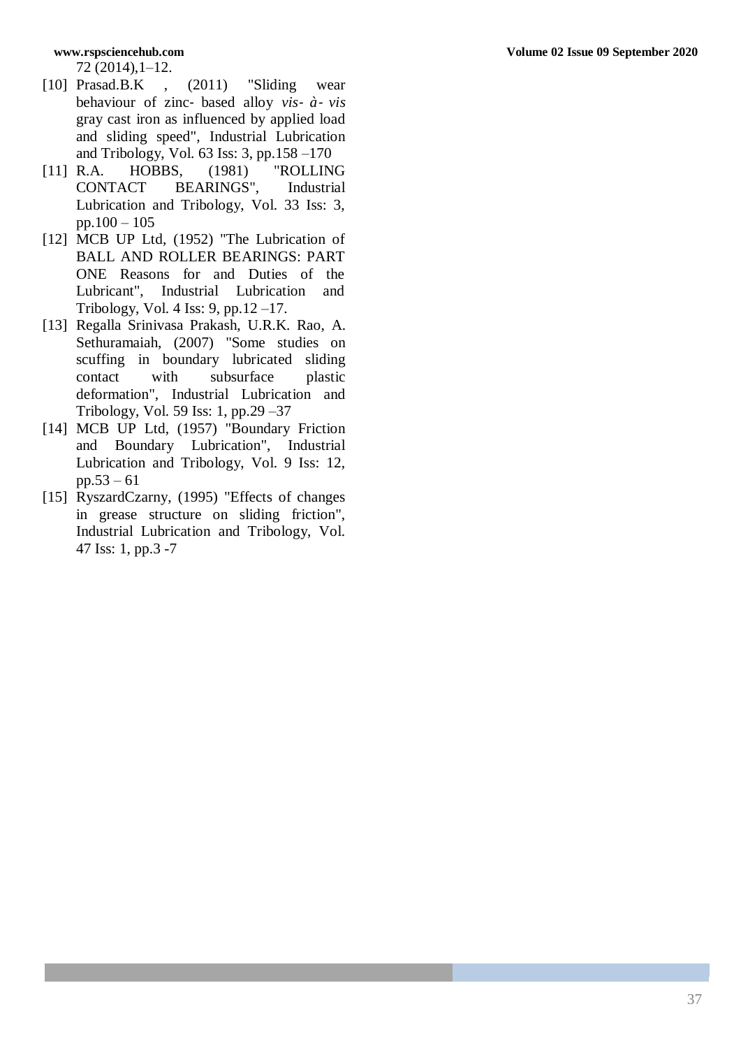72 (2014),1–12.

[10] Prasad.B.K , (2011) "Sliding wear behaviour of zinc- based alloy *vis- à- vis* gray cast iron as influenced by applied load and sliding speed", Industrial Lubrication and Tribology, Vol. 63 Iss: 3, pp.158 –170

[11] R.A. HOBBS, (1981) "ROLLING CONTACT BEARINGS", Industrial Lubrication and Tribology, Vol. 33 Iss: 3, pp.100 – 105

[12] MCB UP Ltd, (1952) "The Lubrication of BALL AND ROLLER BEARINGS: PART ONE Reasons for and Duties of the Lubricant", Industrial Lubrication and Tribology, Vol. 4 Iss: 9, pp.12 –17.

[13] Regalla Srinivasa Prakash, U.R.K. Rao, A. Sethuramaiah, (2007) "Some studies on scuffing in boundary lubricated sliding contact with subsurface plastic deformation", Industrial Lubrication and Tribology, Vol. 59 Iss: 1, pp.29 –37

[14] MCB UP Ltd, (1957) "Boundary Friction and Boundary Lubrication", Industrial Lubrication and Tribology, Vol. 9 Iss: 12, pp.53 – 61

[15] RyszardCzarny, (1995) "Effects of changes in grease structure on sliding friction", Industrial Lubrication and Tribology, Vol. 47 Iss: 1, pp.3 -7